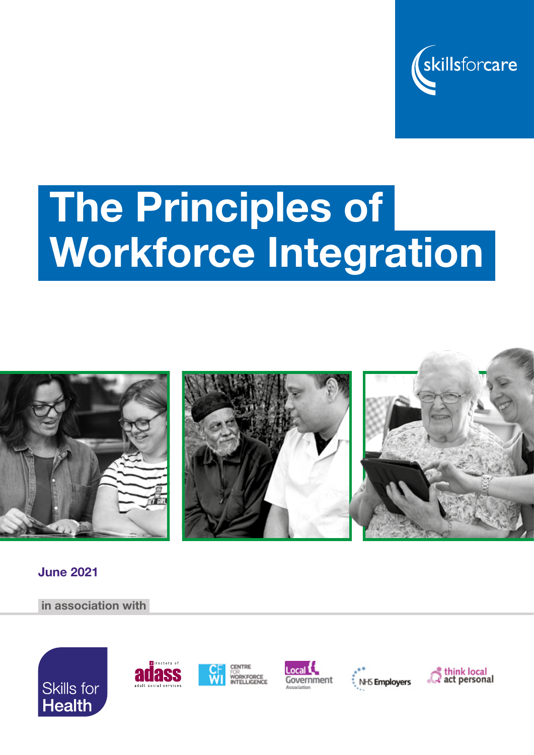skillsforcare

# The Principles of Workforce Integration

**June 2021**

in association with

Skills for Health

directors of adass adult social services

Centre for Workforce Intelligence

Local Government Association

NHS Employers

think local act personal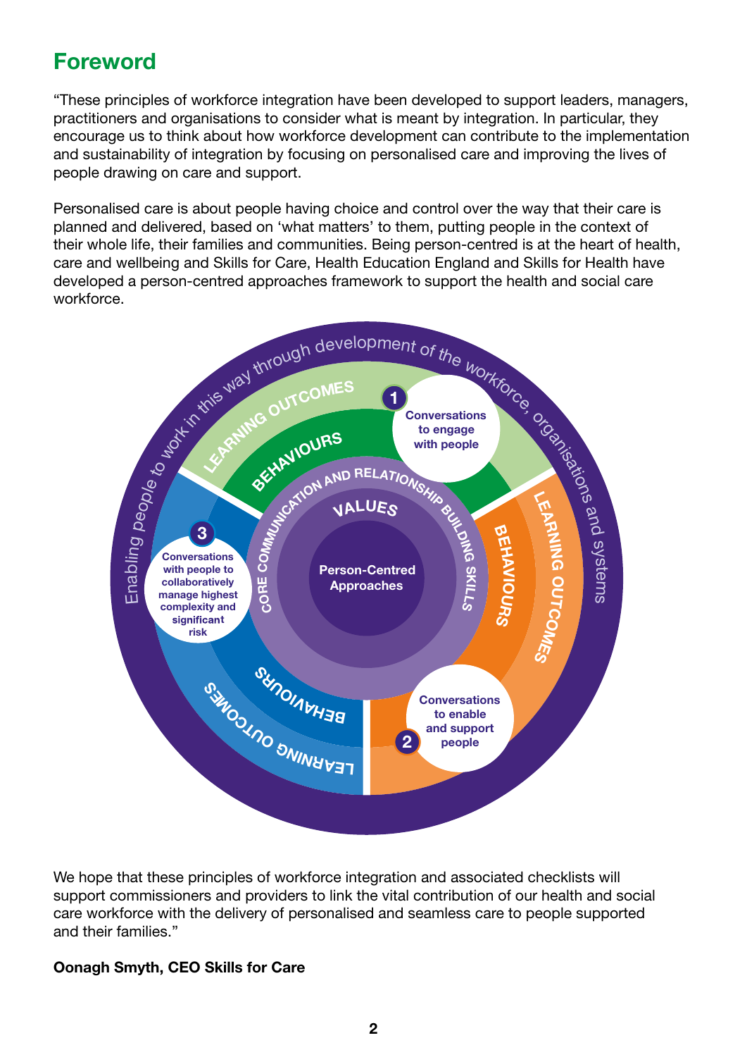## Foreword

"These principles of workforce integration have been developed to support leaders, managers, practitioners and organisations to consider what is meant by integration. In particular, they encourage us to think about how workforce development can contribute to the implementation and sustainability of integration by focusing on personalised care and improving the lives of people drawing on care and support.

Personalised care is about people having choice and control over the way that their care is planned and delivered, based on 'what matters' to them, putting people in the context of their whole life, their families and communities. Being person-centred is at the heart of health, care and wellbeing and Skills for Care, Health Education England and Skills for Health have developed a person-centred approaches framework to support the health and social care workforce.

Enabling people to work in this way through development of the workforce, organisations and systems

Person-Centred Approaches

VALUES

CORE COMMUNICATION AND RELATIONSHIP BUILDING SKILLS

BEHAVIOURS

LEARNING OUTCOMES

1 Conversations to engage with people

2 Conversations to enable and support people

3 Conversations with people to collaboratively manage highest complexity and significant risk

We hope that these principles of workforce integration and associated checklists will support commissioners and providers to link the vital contribution of our health and social care workforce with the delivery of personalised and seamless care to people supported and their families."

**Oonagh Smyth, CEO Skills for Care**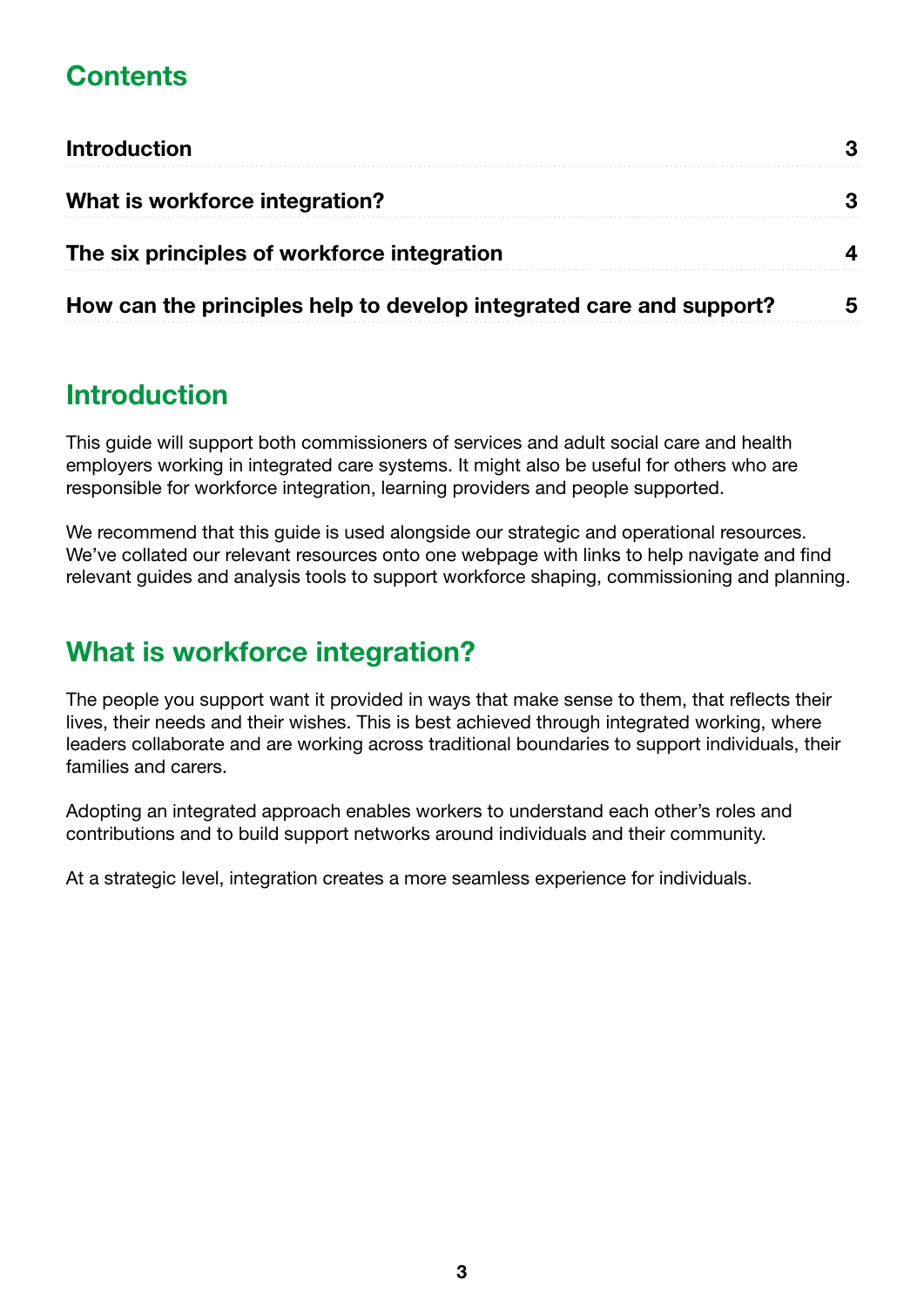## Contents

| | |
|---|---|
| **Introduction** | **3** |
| **What is workforce integration?** | **3** |
| **The six principles of workforce integration** | **4** |
| **How can the principles help to develop integrated care and support?** | **5** |

## Introduction

This guide will support both commissioners of services and adult social care and health employers working in integrated care systems. It might also be useful for others who are responsible for workforce integration, learning providers and people supported.

We recommend that this guide is used alongside our strategic and operational resources. We've collated our relevant resources onto one webpage with links to help navigate and find relevant guides and analysis tools to support workforce shaping, commissioning and planning.

## What is workforce integration?

The people you support want it provided in ways that make sense to them, that reflects their lives, their needs and their wishes. This is best achieved through integrated working, where leaders collaborate and are working across traditional boundaries to support individuals, their families and carers.

Adopting an integrated approach enables workers to understand each other's roles and contributions and to build support networks around individuals and their community.

At a strategic level, integration creates a more seamless experience for individuals.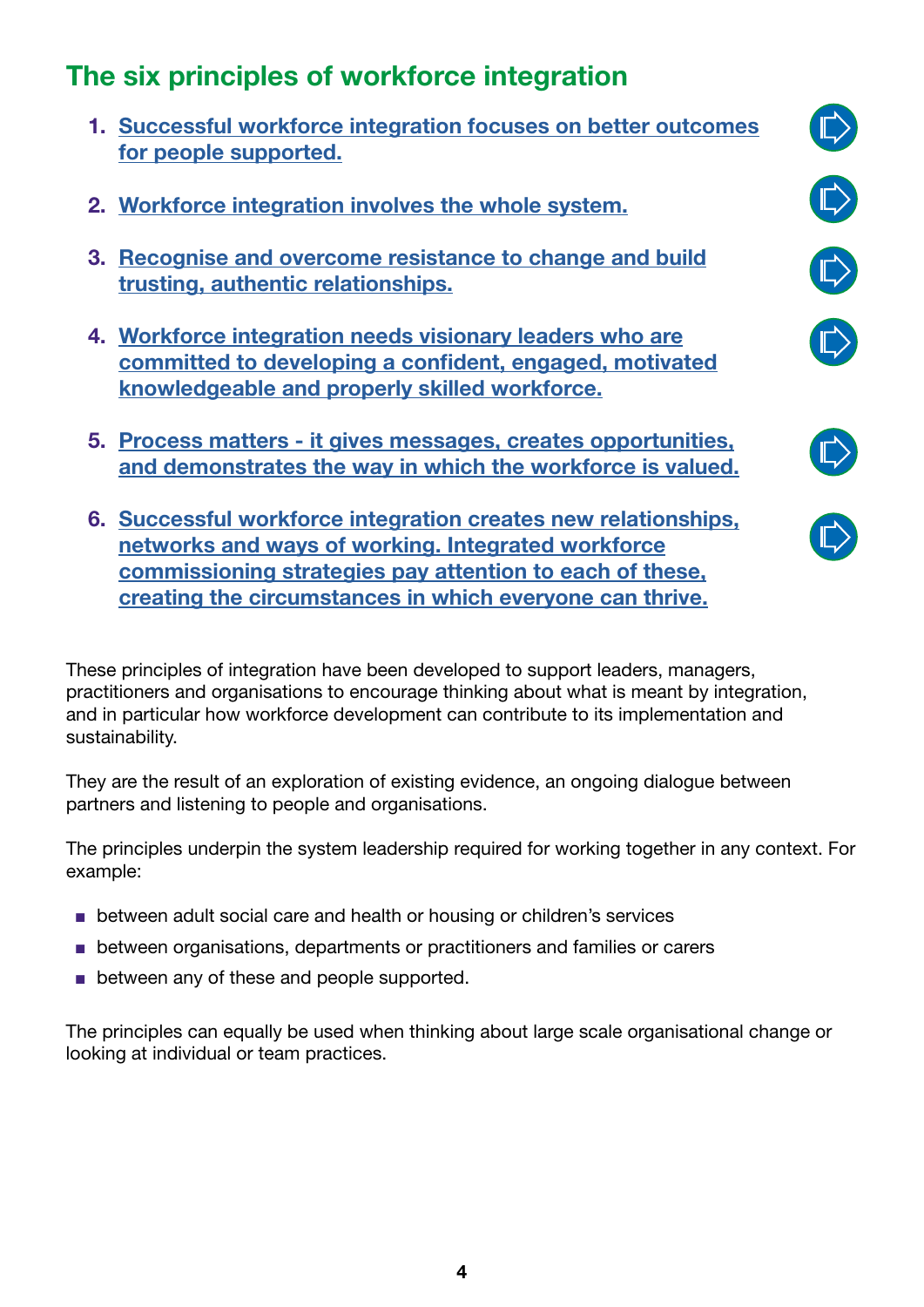## The six principles of workforce integration

1. Successful workforce integration focuses on better outcomes for people supported.

2. Workforce integration involves the whole system.

3. Recognise and overcome resistance to change and build trusting, authentic relationships.

4. Workforce integration needs visionary leaders who are committed to developing a confident, engaged, motivated knowledgeable and properly skilled workforce.

5. Process matters - it gives messages, creates opportunities, and demonstrates the way in which the workforce is valued.

6. Successful workforce integration creates new relationships, networks and ways of working. Integrated workforce commissioning strategies pay attention to each of these, creating the circumstances in which everyone can thrive.

These principles of integration have been developed to support leaders, managers, practitioners and organisations to encourage thinking about what is meant by integration, and in particular how workforce development can contribute to its implementation and sustainability.

They are the result of an exploration of existing evidence, an ongoing dialogue between partners and listening to people and organisations.

The principles underpin the system leadership required for working together in any context. For example:

- between adult social care and health or housing or children's services
- between organisations, departments or practitioners and families or carers
- between any of these and people supported.

The principles can equally be used when thinking about large scale organisational change or looking at individual or team practices.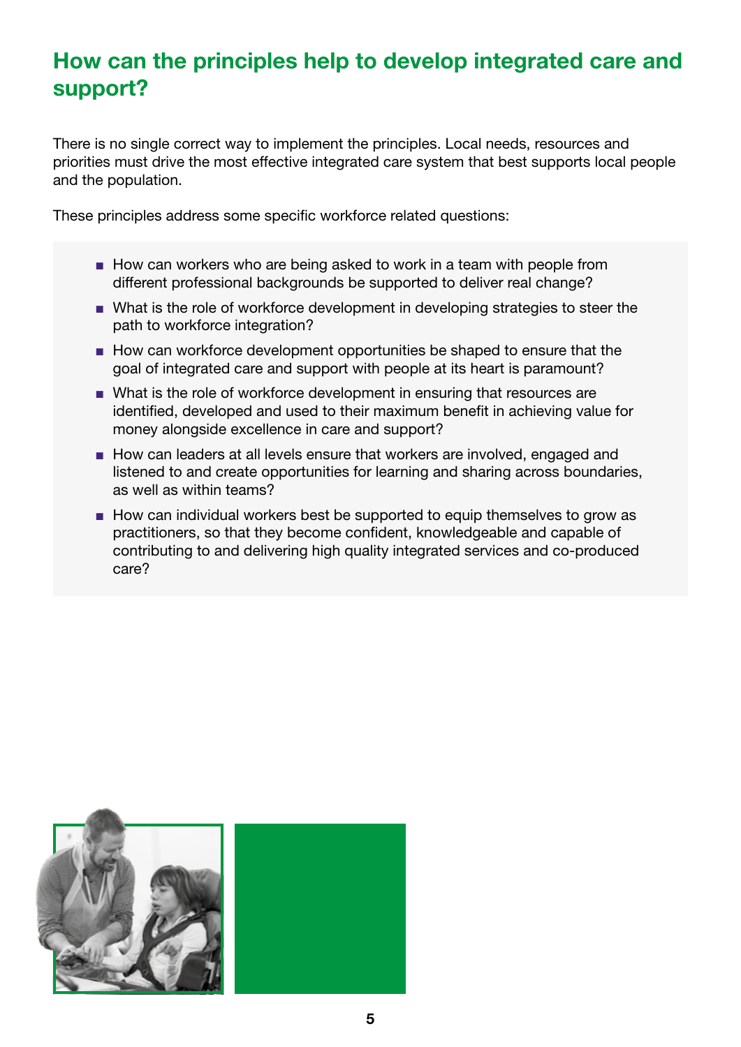## How can the principles help to develop integrated care and support?

There is no single correct way to implement the principles. Local needs, resources and priorities must drive the most effective integrated care system that best supports local people and the population.

These principles address some specific workforce related questions:

- How can workers who are being asked to work in a team with people from different professional backgrounds be supported to deliver real change?
- What is the role of workforce development in developing strategies to steer the path to workforce integration?
- How can workforce development opportunities be shaped to ensure that the goal of integrated care and support with people at its heart is paramount?
- What is the role of workforce development in ensuring that resources are identified, developed and used to their maximum benefit in achieving value for money alongside excellence in care and support?
- How can leaders at all levels ensure that workers are involved, engaged and listened to and create opportunities for learning and sharing across boundaries, as well as within teams?
- How can individual workers best be supported to equip themselves to grow as practitioners, so that they become confident, knowledgeable and capable of contributing to and delivering high quality integrated services and co-produced care?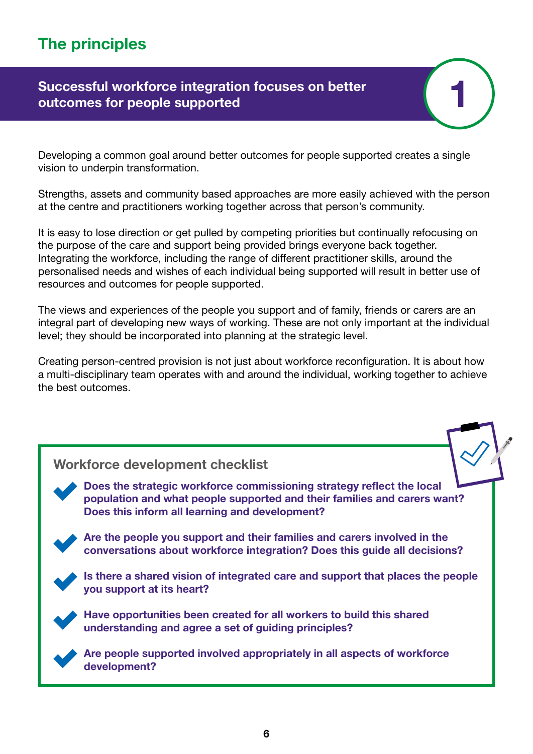## The principles

### Successful workforce integration focuses on better outcomes for people supported

**1**

Developing a common goal around better outcomes for people supported creates a single vision to underpin transformation.

Strengths, assets and community based approaches are more easily achieved with the person at the centre and practitioners working together across that person's community.

It is easy to lose direction or get pulled by competing priorities but continually refocusing on the purpose of the care and support being provided brings everyone back together. Integrating the workforce, including the range of different practitioner skills, around the personalised needs and wishes of each individual being supported will result in better use of resources and outcomes for people supported.

The views and experiences of the people you support and of family, friends or carers are an integral part of developing new ways of working. These are not only important at the individual level; they should be incorporated into planning at the strategic level.

Creating person-centred provision is not just about workforce reconfiguration. It is about how a multi-disciplinary team operates with and around the individual, working together to achieve the best outcomes.

### Workforce development checklist

- **Does the strategic workforce commissioning strategy reflect the local population and what people supported and their families and carers want? Does this inform all learning and development?**
- **Are the people you support and their families and carers involved in the conversations about workforce integration? Does this guide all decisions?**
- **Is there a shared vision of integrated care and support that places the people you support at its heart?**
- **Have opportunities been created for all workers to build this shared understanding and agree a set of guiding principles?**
- **Are people supported involved appropriately in all aspects of workforce development?**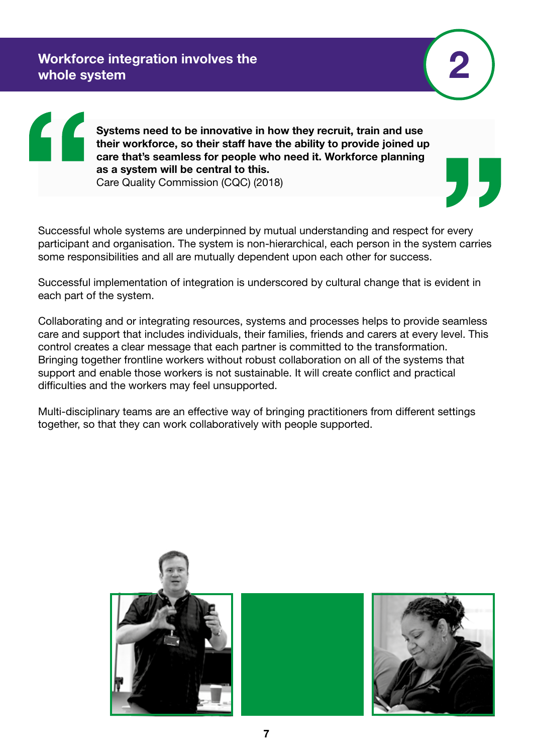## Workforce integration involves the whole system

> **Systems need to be innovative in how they recruit, train and use their workforce, so their staff have the ability to provide joined up care that's seamless for people who need it. Workforce planning as a system will be central to this.**
> Care Quality Commission (CQC) (2018)

Successful whole systems are underpinned by mutual understanding and respect for every participant and organisation. The system is non-hierarchical, each person in the system carries some responsibilities and all are mutually dependent upon each other for success.

Successful implementation of integration is underscored by cultural change that is evident in each part of the system.

Collaborating and or integrating resources, systems and processes helps to provide seamless care and support that includes individuals, their families, friends and carers at every level. This control creates a clear message that each partner is committed to the transformation. Bringing together frontline workers without robust collaboration on all of the systems that support and enable those workers is not sustainable. It will create conflict and practical difficulties and the workers may feel unsupported.

Multi-disciplinary teams are an effective way of bringing practitioners from different settings together, so that they can work collaboratively with people supported.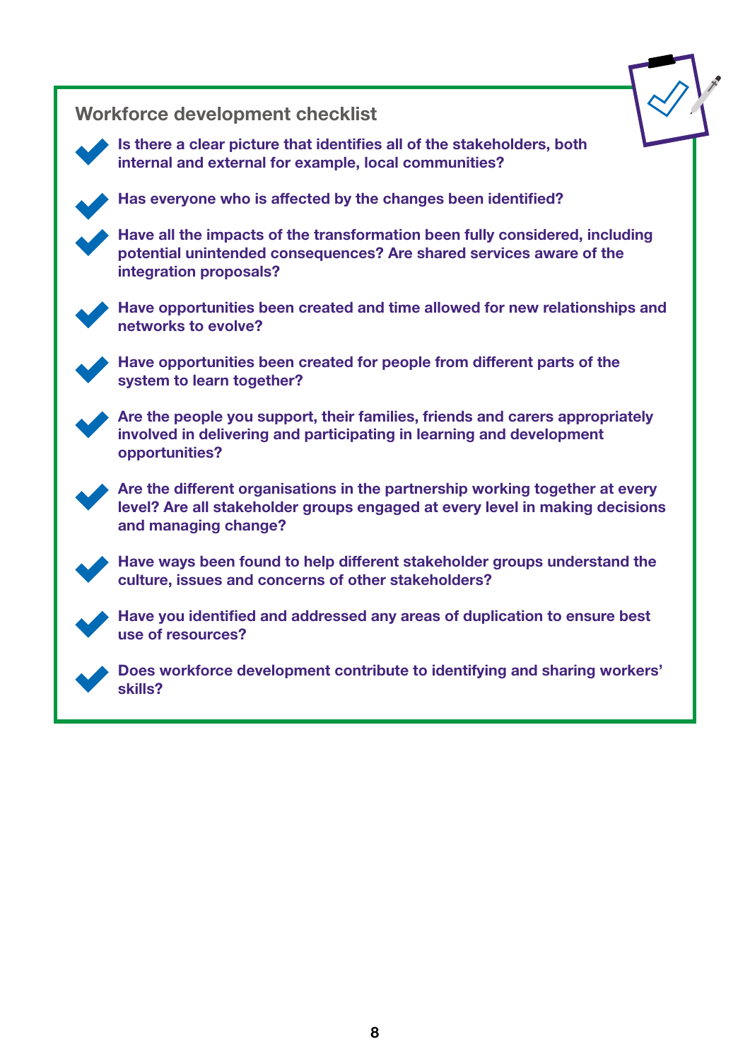## Workforce development checklist

- **Is there a clear picture that identifies all of the stakeholders, both internal and external for example, local communities?**
- **Has everyone who is affected by the changes been identified?**
- **Have all the impacts of the transformation been fully considered, including potential unintended consequences? Are shared services aware of the integration proposals?**
- **Have opportunities been created and time allowed for new relationships and networks to evolve?**
- **Have opportunities been created for people from different parts of the system to learn together?**
- **Are the people you support, their families, friends and carers appropriately involved in delivering and participating in learning and development opportunities?**
- **Are the different organisations in the partnership working together at every level? Are all stakeholder groups engaged at every level in making decisions and managing change?**
- **Have ways been found to help different stakeholder groups understand the culture, issues and concerns of other stakeholders?**
- **Have you identified and addressed any areas of duplication to ensure best use of resources?**
- **Does workforce development contribute to identifying and sharing workers' skills?**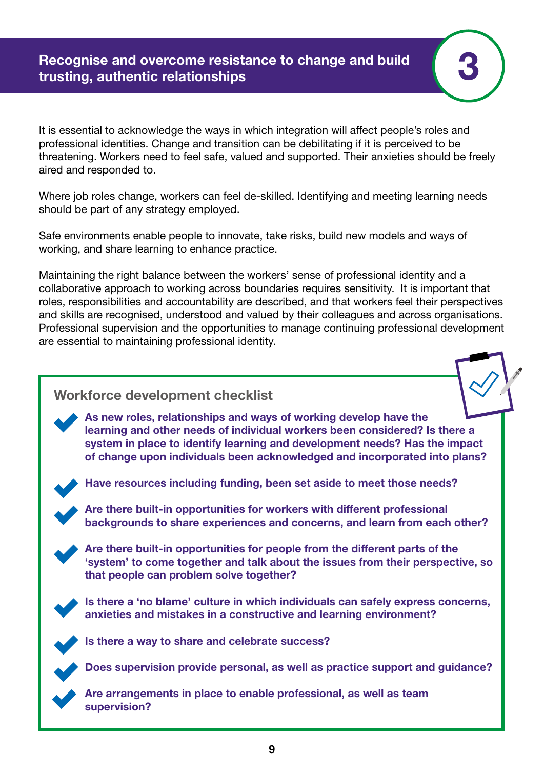## 3 Recognise and overcome resistance to change and build trusting, authentic relationships

It is essential to acknowledge the ways in which integration will affect people's roles and professional identities. Change and transition can be debilitating if it is perceived to be threatening. Workers need to feel safe, valued and supported. Their anxieties should be freely aired and responded to.

Where job roles change, workers can feel de-skilled. Identifying and meeting learning needs should be part of any strategy employed.

Safe environments enable people to innovate, take risks, build new models and ways of working, and share learning to enhance practice.

Maintaining the right balance between the workers' sense of professional identity and a collaborative approach to working across boundaries requires sensitivity. It is important that roles, responsibilities and accountability are described, and that workers feel their perspectives and skills are recognised, understood and valued by their colleagues and across organisations. Professional supervision and the opportunities to manage continuing professional development are essential to maintaining professional identity.

### Workforce development checklist

- **As new roles, relationships and ways of working develop have the learning and other needs of individual workers been considered? Is there a system in place to identify learning and development needs? Has the impact of change upon individuals been acknowledged and incorporated into plans?**
- **Have resources including funding, been set aside to meet those needs?**
- **Are there built-in opportunities for workers with different professional backgrounds to share experiences and concerns, and learn from each other?**
- **Are there built-in opportunities for people from the different parts of the 'system' to come together and talk about the issues from their perspective, so that people can problem solve together?**
- **Is there a 'no blame' culture in which individuals can safely express concerns, anxieties and mistakes in a constructive and learning environment?**
- **Is there a way to share and celebrate success?**
- **Does supervision provide personal, as well as practice support and guidance?**
- **Are arrangements in place to enable professional, as well as team supervision?**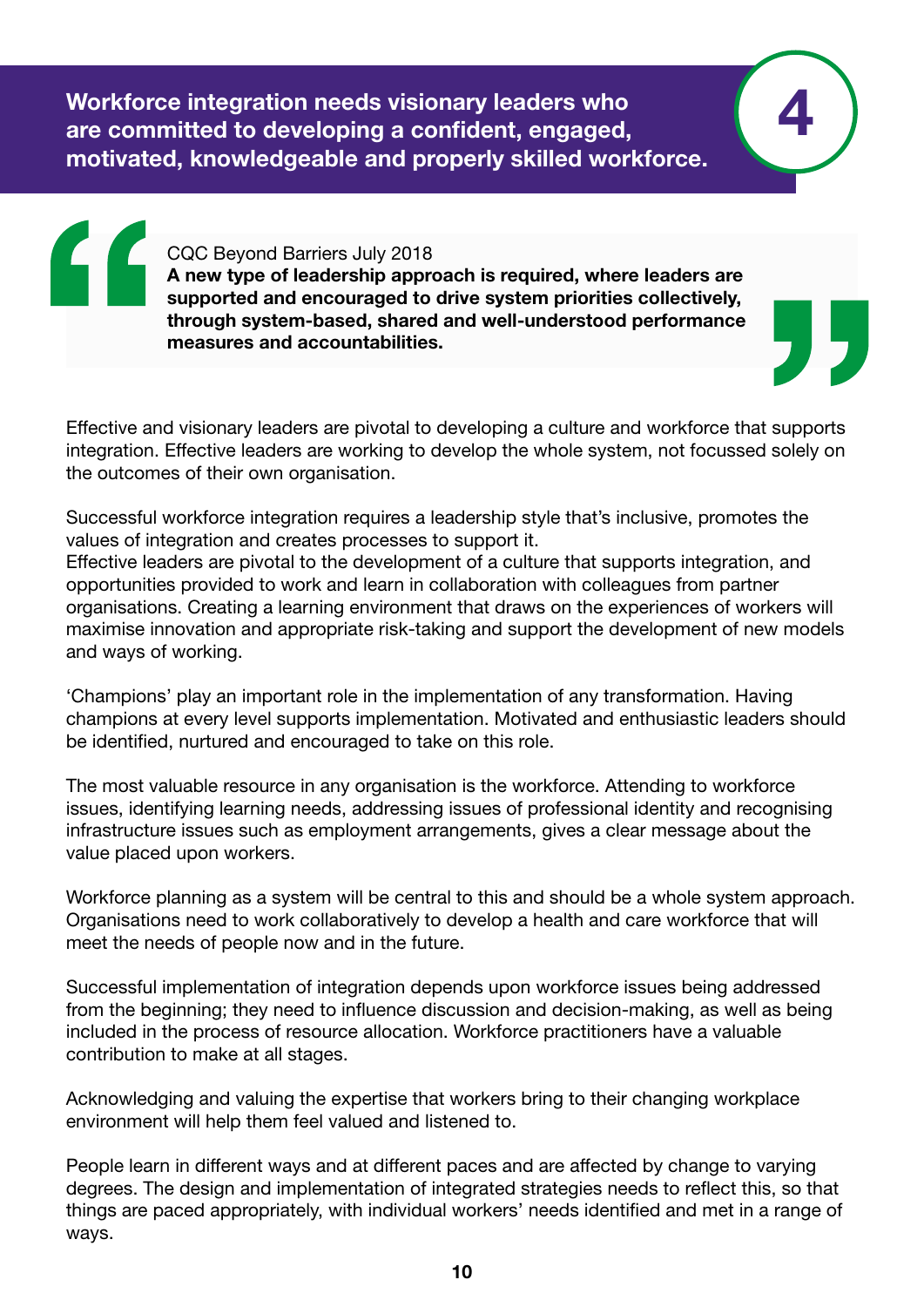## Workforce integration needs visionary leaders who are committed to developing a confident, engaged, motivated, knowledgeable and properly skilled workforce.

4

> CQC Beyond Barriers July 2018
> **A new type of leadership approach is required, where leaders are supported and encouraged to drive system priorities collectively, through system-based, shared and well-understood performance measures and accountabilities.**

Effective and visionary leaders are pivotal to developing a culture and workforce that supports integration. Effective leaders are working to develop the whole system, not focussed solely on the outcomes of their own organisation.

Successful workforce integration requires a leadership style that's inclusive, promotes the values of integration and creates processes to support it.
Effective leaders are pivotal to the development of a culture that supports integration, and opportunities provided to work and learn in collaboration with colleagues from partner organisations. Creating a learning environment that draws on the experiences of workers will maximise innovation and appropriate risk-taking and support the development of new models and ways of working.

'Champions' play an important role in the implementation of any transformation. Having champions at every level supports implementation. Motivated and enthusiastic leaders should be identified, nurtured and encouraged to take on this role.

The most valuable resource in any organisation is the workforce. Attending to workforce issues, identifying learning needs, addressing issues of professional identity and recognising infrastructure issues such as employment arrangements, gives a clear message about the value placed upon workers.

Workforce planning as a system will be central to this and should be a whole system approach. Organisations need to work collaboratively to develop a health and care workforce that will meet the needs of people now and in the future.

Successful implementation of integration depends upon workforce issues being addressed from the beginning; they need to influence discussion and decision-making, as well as being included in the process of resource allocation. Workforce practitioners have a valuable contribution to make at all stages.

Acknowledging and valuing the expertise that workers bring to their changing workplace environment will help them feel valued and listened to.

People learn in different ways and at different paces and are affected by change to varying degrees. The design and implementation of integrated strategies needs to reflect this, so that things are paced appropriately, with individual workers' needs identified and met in a range of ways.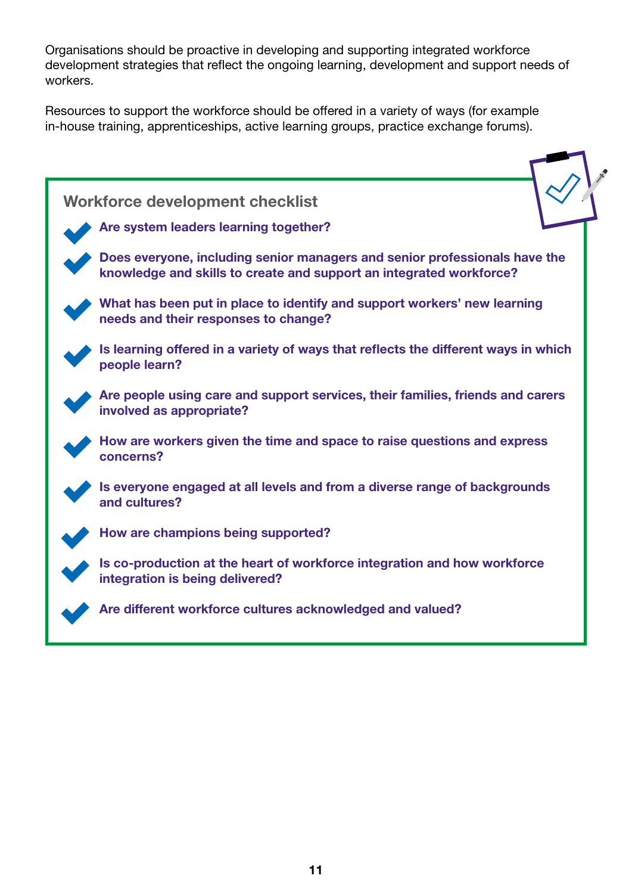Organisations should be proactive in developing and supporting integrated workforce development strategies that reflect the ongoing learning, development and support needs of workers.

Resources to support the workforce should be offered in a variety of ways (for example in-house training, apprenticeships, active learning groups, practice exchange forums).

### Workforce development checklist

- **Are system leaders learning together?**
- **Does everyone, including senior managers and senior professionals have the knowledge and skills to create and support an integrated workforce?**
- **What has been put in place to identify and support workers' new learning needs and their responses to change?**
- **Is learning offered in a variety of ways that reflects the different ways in which people learn?**
- **Are people using care and support services, their families, friends and carers involved as appropriate?**
- **How are workers given the time and space to raise questions and express concerns?**
- **Is everyone engaged at all levels and from a diverse range of backgrounds and cultures?**
- **How are champions being supported?**
- **Is co-production at the heart of workforce integration and how workforce integration is being delivered?**
- **Are different workforce cultures acknowledged and valued?**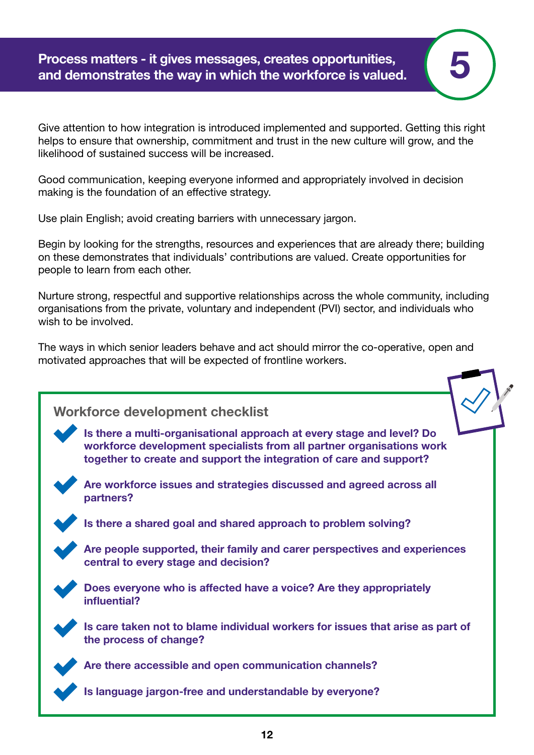## 5 Process matters - it gives messages, creates opportunities, and demonstrates the way in which the workforce is valued.

Give attention to how integration is introduced implemented and supported. Getting this right helps to ensure that ownership, commitment and trust in the new culture will grow, and the likelihood of sustained success will be increased.

Good communication, keeping everyone informed and appropriately involved in decision making is the foundation of an effective strategy.

Use plain English; avoid creating barriers with unnecessary jargon.

Begin by looking for the strengths, resources and experiences that are already there; building on these demonstrates that individuals' contributions are valued. Create opportunities for people to learn from each other.

Nurture strong, respectful and supportive relationships across the whole community, including organisations from the private, voluntary and independent (PVI) sector, and individuals who wish to be involved.

The ways in which senior leaders behave and act should mirror the co-operative, open and motivated approaches that will be expected of frontline workers.

### Workforce development checklist

- **Is there a multi-organisational approach at every stage and level? Do workforce development specialists from all partner organisations work together to create and support the integration of care and support?**
- **Are workforce issues and strategies discussed and agreed across all partners?**
- **Is there a shared goal and shared approach to problem solving?**
- **Are people supported, their family and carer perspectives and experiences central to every stage and decision?**
- **Does everyone who is affected have a voice? Are they appropriately influential?**
- **Is care taken not to blame individual workers for issues that arise as part of the process of change?**
- **Are there accessible and open communication channels?**
- **Is language jargon-free and understandable by everyone?**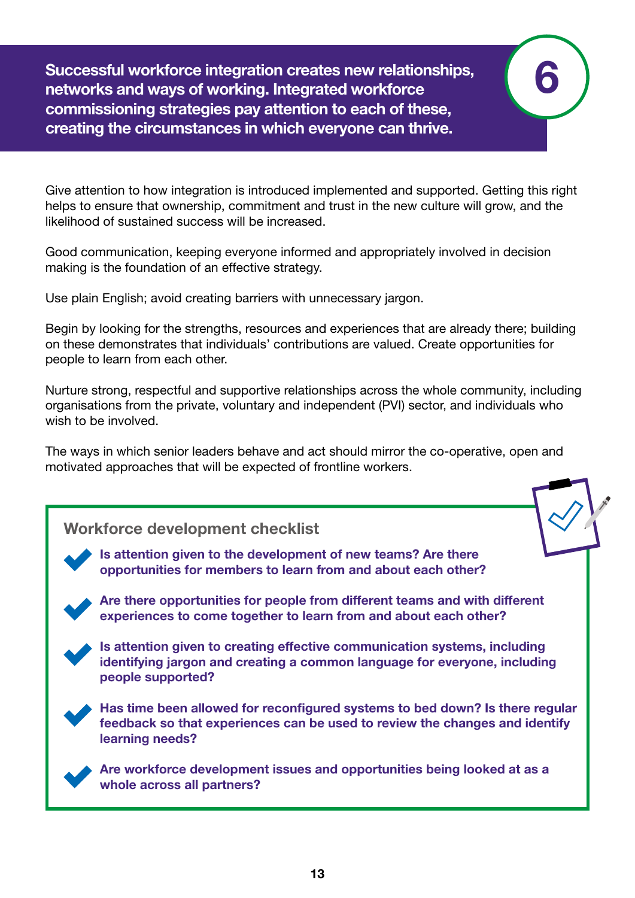**Successful workforce integration creates new relationships, networks and ways of working. Integrated workforce commissioning strategies pay attention to each of these, creating the circumstances in which everyone can thrive.**

6

Give attention to how integration is introduced implemented and supported. Getting this right helps to ensure that ownership, commitment and trust in the new culture will grow, and the likelihood of sustained success will be increased.

Good communication, keeping everyone informed and appropriately involved in decision making is the foundation of an effective strategy.

Use plain English; avoid creating barriers with unnecessary jargon.

Begin by looking for the strengths, resources and experiences that are already there; building on these demonstrates that individuals' contributions are valued. Create opportunities for people to learn from each other.

Nurture strong, respectful and supportive relationships across the whole community, including organisations from the private, voluntary and independent (PVI) sector, and individuals who wish to be involved.

The ways in which senior leaders behave and act should mirror the co-operative, open and motivated approaches that will be expected of frontline workers.

## Workforce development checklist

- **Is attention given to the development of new teams? Are there opportunities for members to learn from and about each other?**
- **Are there opportunities for people from different teams and with different experiences to come together to learn from and about each other?**
- **Is attention given to creating effective communication systems, including identifying jargon and creating a common language for everyone, including people supported?**
- **Has time been allowed for reconfigured systems to bed down? Is there regular feedback so that experiences can be used to review the changes and identify learning needs?**
- **Are workforce development issues and opportunities being looked at as a whole across all partners?**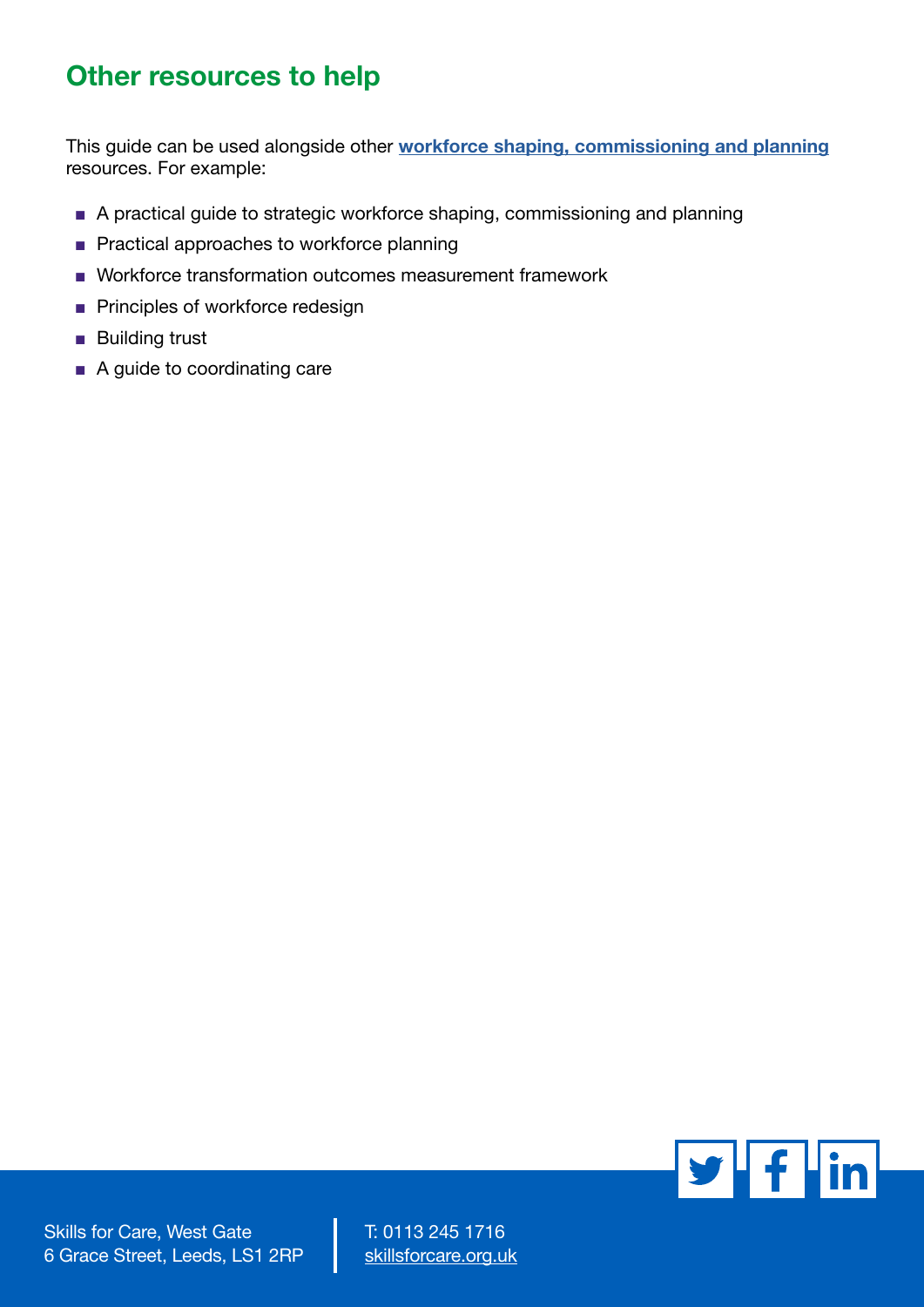## Other resources to help

This guide can be used alongside other **workforce shaping, commissioning and planning** resources. For example:

- A practical guide to strategic workforce shaping, commissioning and planning
- Practical approaches to workforce planning
- Workforce transformation outcomes measurement framework
- Principles of workforce redesign
- Building trust
- A guide to coordinating care

Skills for Care, West Gate
6 Grace Street, Leeds, LS1 2RP

T: 0113 245 1716
skillsforcare.org.uk